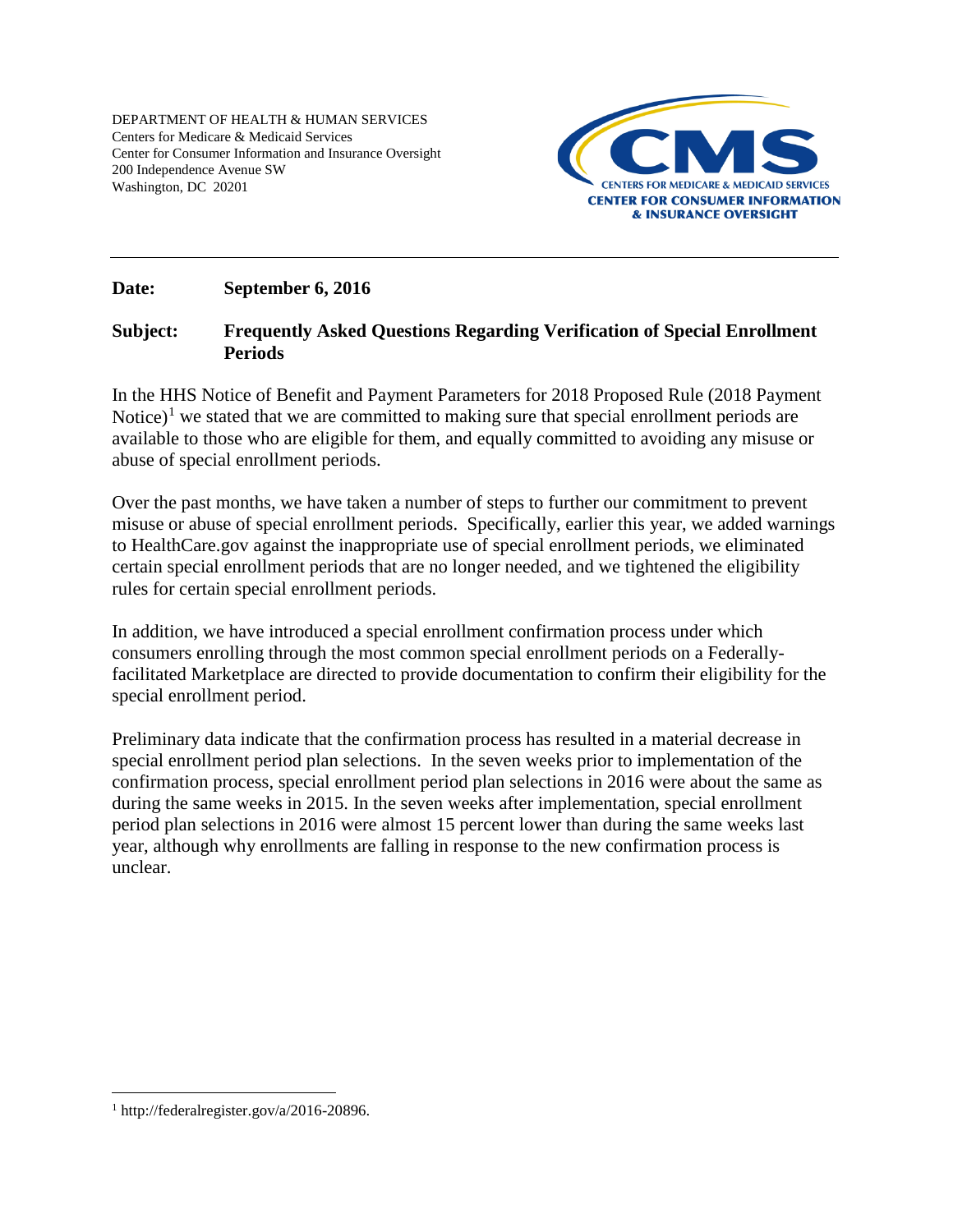DEPARTMENT OF HEALTH & HUMAN SERVICES
Centers for Medicare & Medicaid Services
Center for Consumer Information and Insurance Oversight
200 Independence Avenue SW
Washington, DC 20201

CMS
CENTERS FOR MEDICARE & MEDICAID SERVICES
CENTER FOR CONSUMER INFORMATION & INSURANCE OVERSIGHT

---

**Date:** **September 6, 2016**

**Subject:** **Frequently Asked Questions Regarding Verification of Special Enrollment Periods**

In the HHS Notice of Benefit and Payment Parameters for 2018 Proposed Rule (2018 Payment Notice)[1] we stated that we are committed to making sure that special enrollment periods are available to those who are eligible for them, and equally committed to avoiding any misuse or abuse of special enrollment periods.

Over the past months, we have taken a number of steps to further our commitment to prevent misuse or abuse of special enrollment periods. Specifically, earlier this year, we added warnings to HealthCare.gov against the inappropriate use of special enrollment periods, we eliminated certain special enrollment periods that are no longer needed, and we tightened the eligibility rules for certain special enrollment periods.

In addition, we have introduced a special enrollment confirmation process under which consumers enrolling through the most common special enrollment periods on a Federally-facilitated Marketplace are directed to provide documentation to confirm their eligibility for the special enrollment period.

Preliminary data indicate that the confirmation process has resulted in a material decrease in special enrollment period plan selections. In the seven weeks prior to implementation of the confirmation process, special enrollment period plan selections in 2016 were about the same as during the same weeks in 2015. In the seven weeks after implementation, special enrollment period plan selections in 2016 were almost 15 percent lower than during the same weeks last year, although why enrollments are falling in response to the new confirmation process is unclear.

---

[1] http://federalregister.gov/a/2016-20896.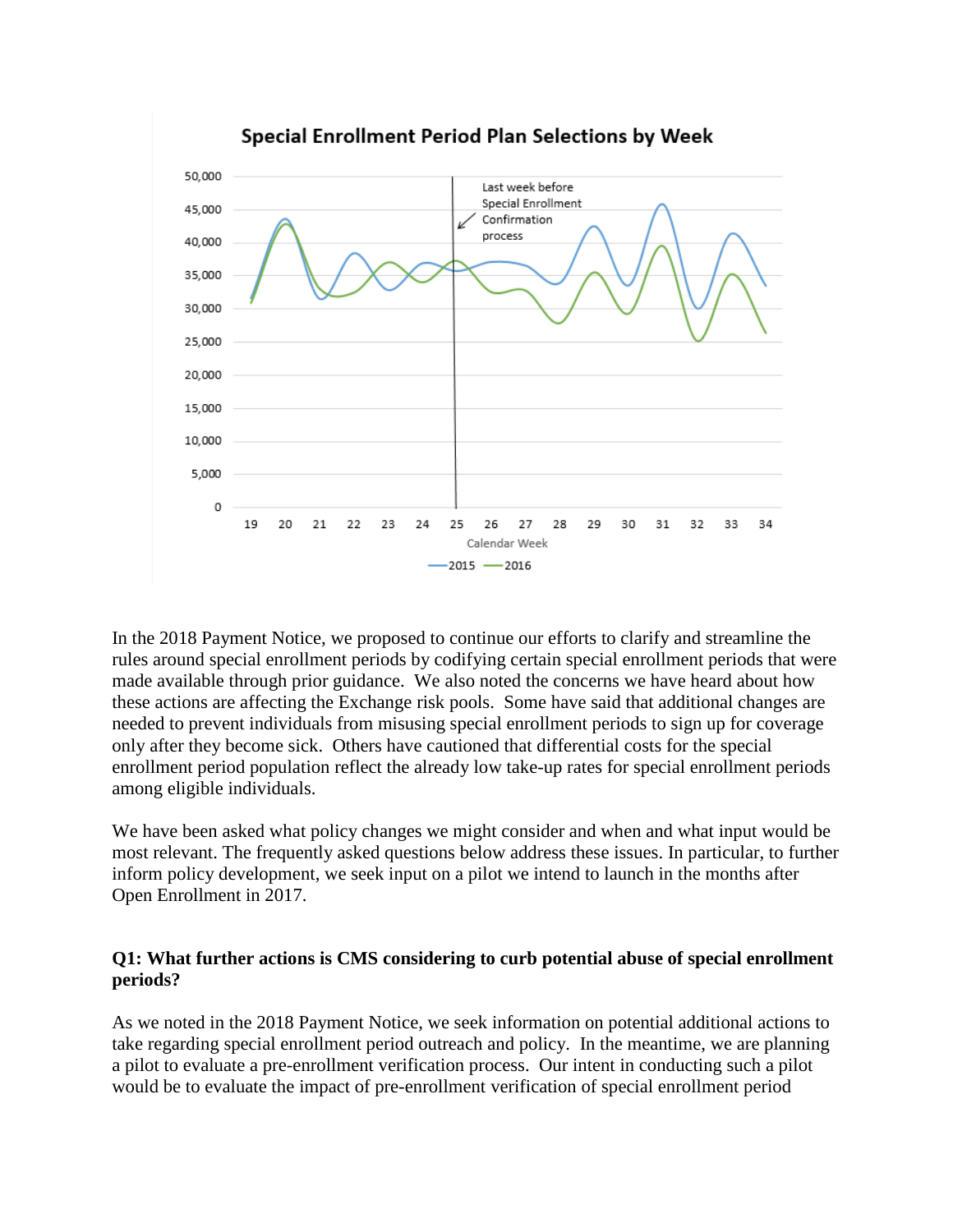In the 2018 Payment Notice, we proposed to continue our efforts to clarify and streamline the rules around special enrollment periods by codifying certain special enrollment periods that were made available through prior guidance. We also noted the concerns we have heard about how these actions are affecting the Exchange risk pools. Some have said that additional changes are needed to prevent individuals from misusing special enrollment periods to sign up for coverage only after they become sick. Others have cautioned that differential costs for the special enrollment period population reflect the already low take-up rates for special enrollment periods among eligible individuals.

We have been asked what policy changes we might consider and when and what input would be most relevant. The frequently asked questions below address these issues. In particular, to further inform policy development, we seek input on a pilot we intend to launch in the months after Open Enrollment in 2017.

**Q1: What further actions is CMS considering to curb potential abuse of special enrollment periods?**

As we noted in the 2018 Payment Notice, we seek information on potential additional actions to take regarding special enrollment period outreach and policy. In the meantime, we are planning a pilot to evaluate a pre-enrollment verification process. Our intent in conducting such a pilot would be to evaluate the impact of pre-enrollment verification of special enrollment period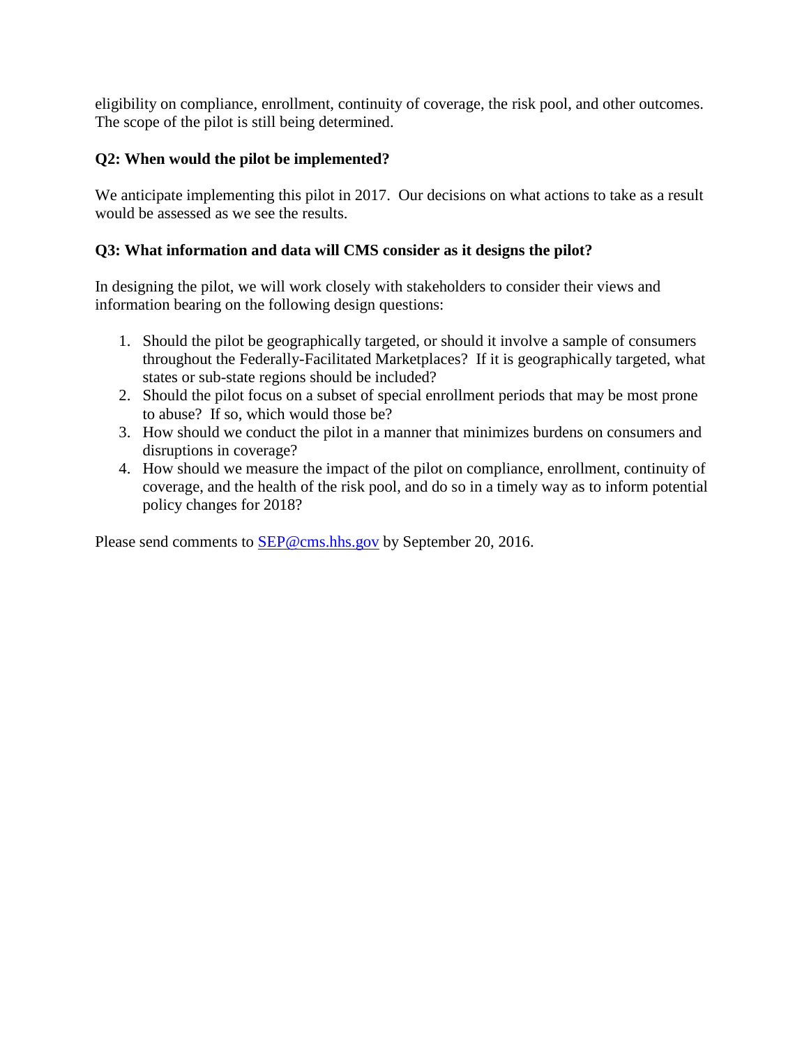eligibility on compliance, enrollment, continuity of coverage, the risk pool, and other outcomes. The scope of the pilot is still being determined.

**Q2: When would the pilot be implemented?**

We anticipate implementing this pilot in 2017. Our decisions on what actions to take as a result would be assessed as we see the results.

**Q3: What information and data will CMS consider as it designs the pilot?**

In designing the pilot, we will work closely with stakeholders to consider their views and information bearing on the following design questions:

1. Should the pilot be geographically targeted, or should it involve a sample of consumers throughout the Federally-Facilitated Marketplaces? If it is geographically targeted, what states or sub-state regions should be included?
2. Should the pilot focus on a subset of special enrollment periods that may be most prone to abuse? If so, which would those be?
3. How should we conduct the pilot in a manner that minimizes burdens on consumers and disruptions in coverage?
4. How should we measure the impact of the pilot on compliance, enrollment, continuity of coverage, and the health of the risk pool, and do so in a timely way as to inform potential policy changes for 2018?

Please send comments to [SEP@cms.hhs.gov](mailto:SEP@cms.hhs.gov) by September 20, 2016.